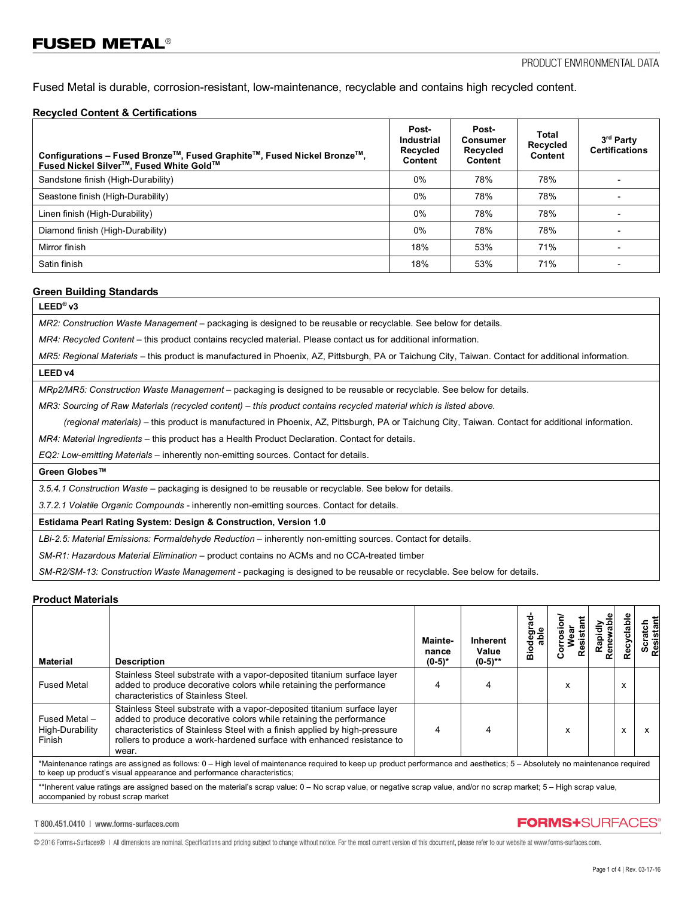# FUSED METAL®

PRODUCT ENVIRONMENTAL DATA

Fused Metal is durable, corrosion-resistant, low-maintenance, recyclable and contains high recycled content.

### Recycled Content & Certifications

| Configurations – Fused Bronze™, Fused Graphite™, Fused Nickel Bronze™, Fused Nickel Silver™, Fused White Gold™ | Post-Industrial Recycled Content | Post-Consumer Recycled Content | Total Recycled Content | 3rd Party Certifications |
|---|---|---|---|---|
| Sandstone finish (High-Durability) | 0% | 78% | 78% | - |
| Seastone finish (High-Durability) | 0% | 78% | 78% | - |
| Linen finish (High-Durability) | 0% | 78% | 78% | - |
| Diamond finish (High-Durability) | 0% | 78% | 78% | - |
| Mirror finish | 18% | 53% | 71% | - |
| Satin finish | 18% | 53% | 71% | - |

### Green Building Standards

**LEED® v3**

*MR2: Construction Waste Management* – packaging is designed to be reusable or recyclable. See below for details.

*MR4: Recycled Content* – this product contains recycled material. Please contact us for additional information.

*MR5: Regional Materials* – this product is manufactured in Phoenix, AZ, Pittsburgh, PA or Taichung City, Taiwan. Contact for additional information.

**LEED v4**

*MRp2/MR5: Construction Waste Management* – packaging is designed to be reusable or recyclable. See below for details.

*MR3: Sourcing of Raw Materials (recycled content) – this product contains recycled material which is listed above.*

*(regional materials)* – this product is manufactured in Phoenix, AZ, Pittsburgh, PA or Taichung City, Taiwan. Contact for additional information.

*MR4: Material Ingredients* – this product has a Health Product Declaration. Contact for details.

*EQ2: Low-emitting Materials* – inherently non-emitting sources. Contact for details.

**Green Globes™**

*3.5.4.1 Construction Waste* – packaging is designed to be reusable or recyclable. See below for details.

*3.7.2.1 Volatile Organic Compounds* - inherently non-emitting sources. Contact for details.

**Estidama Pearl Rating System: Design & Construction, Version 1.0**

*LBi-2.5: Material Emissions: Formaldehyde Reduction* – inherently non-emitting sources. Contact for details.

*SM-R1: Hazardous Material Elimination* – product contains no ACMs and no CCA-treated timber

*SM-R2/SM-13: Construction Waste Management* - packaging is designed to be reusable or recyclable. See below for details.

### Product Materials

| Material | Description | Maintenance (0-5)* | Inherent Value (0-5)** | Biodegradable | Corrosion/ Wear Resistant | Rapidly Renewable | Recyclable | Scratch Resistant |
|---|---|---|---|---|---|---|---|---|
| Fused Metal | Stainless Steel substrate with a vapor-deposited titanium surface layer added to produce decorative colors while retaining the performance characteristics of Stainless Steel. | 4 | 4 | | x | | x | |
| Fused Metal – High-Durability Finish | Stainless Steel substrate with a vapor-deposited titanium surface layer added to produce decorative colors while retaining the performance characteristics of Stainless Steel with a finish applied by high-pressure rollers to produce a work-hardened surface with enhanced resistance to wear. | 4 | 4 | | x | | x | x |

*Maintenance ratings are assigned as follows: 0 – High level of maintenance required to keep up product performance and aesthetics; 5 – Absolutely no maintenance required to keep up product's visual appearance and performance characteristics;

**Inherent value ratings are assigned based on the material's scrap value: 0 – No scrap value, or negative scrap value, and/or no scrap market; 5 – High scrap value, accompanied by robust scrap market

T 800.451.0410 | www.forms-surfaces.com

FORMS+SURFACES®

© 2016 Forms+Surfaces® | All dimensions are nominal. Specifications and pricing subject to change without notice. For the most current version of this document, please refer to our website at www.forms-surfaces.com.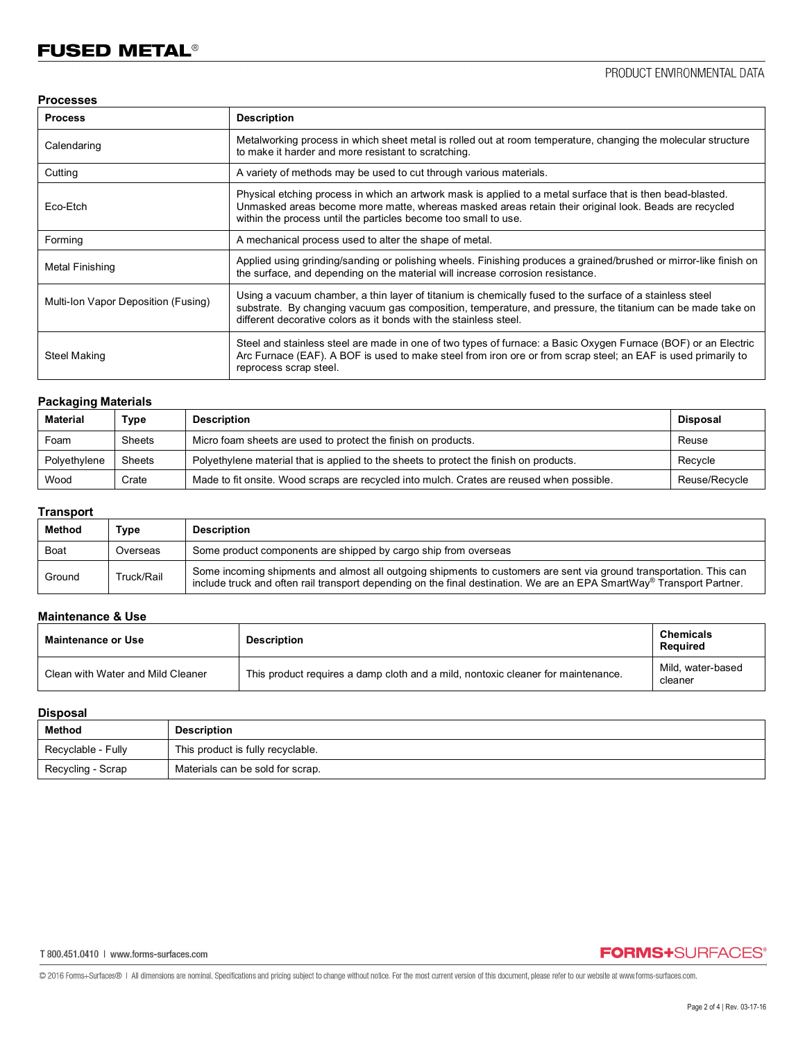# FUSED METAL®

PRODUCT ENVIRONMENTAL DATA

## Processes

| Process | Description |
|---|---|
| Calendaring | Metalworking process in which sheet metal is rolled out at room temperature, changing the molecular structure to make it harder and more resistant to scratching. |
| Cutting | A variety of methods may be used to cut through various materials. |
| Eco-Etch | Physical etching process in which an artwork mask is applied to a metal surface that is then bead-blasted. Unmasked areas become more matte, whereas masked areas retain their original look. Beads are recycled within the process until the particles become too small to use. |
| Forming | A mechanical process used to alter the shape of metal. |
| Metal Finishing | Applied using grinding/sanding or polishing wheels. Finishing produces a grained/brushed or mirror-like finish on the surface, and depending on the material will increase corrosion resistance. |
| Multi-Ion Vapor Deposition (Fusing) | Using a vacuum chamber, a thin layer of titanium is chemically fused to the surface of a stainless steel substrate. By changing vacuum gas composition, temperature, and pressure, the titanium can be made take on different decorative colors as it bonds with the stainless steel. |
| Steel Making | Steel and stainless steel are made in one of two types of furnace: a Basic Oxygen Furnace (BOF) or an Electric Arc Furnace (EAF). A BOF is used to make steel from iron ore or from scrap steel; an EAF is used primarily to reprocess scrap steel. |

## Packaging Materials

| Material | Type | Description | Disposal |
|---|---|---|---|
| Foam | Sheets | Micro foam sheets are used to protect the finish on products. | Reuse |
| Polyethylene | Sheets | Polyethylene material that is applied to the sheets to protect the finish on products. | Recycle |
| Wood | Crate | Made to fit onsite. Wood scraps are recycled into mulch. Crates are reused when possible. | Reuse/Recycle |

## Transport

| Method | Type | Description |
|---|---|---|
| Boat | Overseas | Some product components are shipped by cargo ship from overseas |
| Ground | Truck/Rail | Some incoming shipments and almost all outgoing shipments to customers are sent via ground transportation. This can include truck and often rail transport depending on the final destination. We are an EPA SmartWay® Transport Partner. |

## Maintenance & Use

| Maintenance or Use | Description | Chemicals Required |
|---|---|---|
| Clean with Water and Mild Cleaner | This product requires a damp cloth and a mild, nontoxic cleaner for maintenance. | Mild, water-based cleaner |

## Disposal

| Method | Description |
|---|---|
| Recyclable - Fully | This product is fully recyclable. |
| Recycling - Scrap | Materials can be sold for scrap. |

T 800.451.0410 | www.forms-surfaces.com

FORMS+SURFACES®

© 2016 Forms+Surfaces® | All dimensions are nominal. Specifications and pricing subject to change without notice. For the most current version of this document, please refer to our website at www.forms-surfaces.com.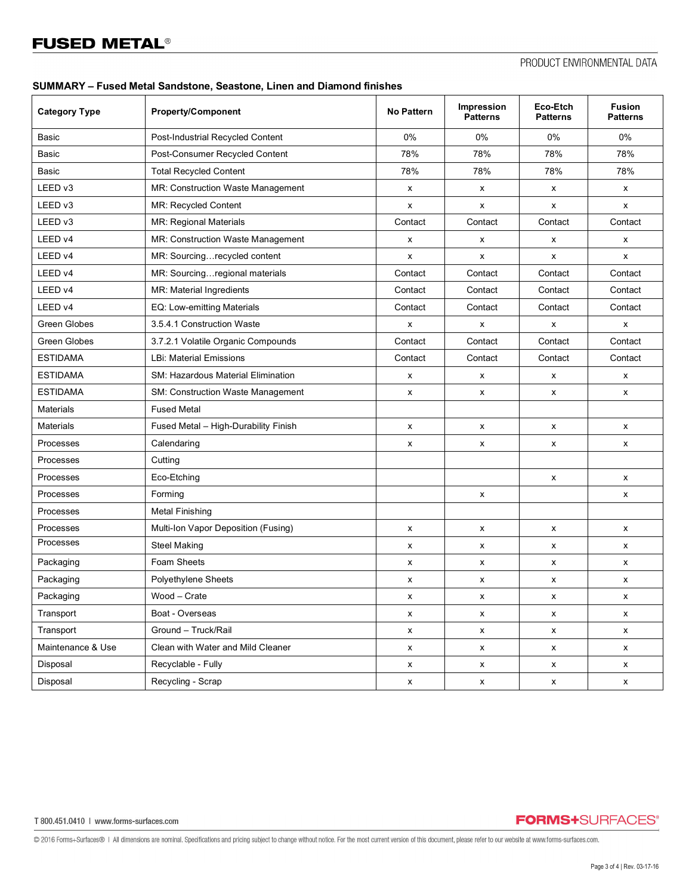## SUMMARY – Fused Metal Sandstone, Seastone, Linen and Diamond finishes

| Category Type | Property/Component | No Pattern | Impression Patterns | Eco-Etch Patterns | Fusion Patterns |
|---|---|---|---|---|---|
| Basic | Post-Industrial Recycled Content | 0% | 0% | 0% | 0% |
| Basic | Post-Consumer Recycled Content | 78% | 78% | 78% | 78% |
| Basic | Total Recycled Content | 78% | 78% | 78% | 78% |
| LEED v3 | MR: Construction Waste Management | x | x | x | x |
| LEED v3 | MR: Recycled Content | x | x | x | x |
| LEED v3 | MR: Regional Materials | Contact | Contact | Contact | Contact |
| LEED v4 | MR: Construction Waste Management | x | x | x | x |
| LEED v4 | MR: Sourcing…recycled content | x | x | x | x |
| LEED v4 | MR: Sourcing…regional materials | Contact | Contact | Contact | Contact |
| LEED v4 | MR: Material Ingredients | Contact | Contact | Contact | Contact |
| LEED v4 | EQ: Low-emitting Materials | Contact | Contact | Contact | Contact |
| Green Globes | 3.5.4.1 Construction Waste | x | x | x | x |
| Green Globes | 3.7.2.1 Volatile Organic Compounds | Contact | Contact | Contact | Contact |
| ESTIDAMA | LBi: Material Emissions | Contact | Contact | Contact | Contact |
| ESTIDAMA | SM: Hazardous Material Elimination | x | x | x | x |
| ESTIDAMA | SM: Construction Waste Management | x | x | x | x |
| Materials | Fused Metal | | | | |
| Materials | Fused Metal – High-Durability Finish | x | x | x | x |
| Processes | Calendaring | x | x | x | x |
| Processes | Cutting | | | | |
| Processes | Eco-Etching | | | x | x |
| Processes | Forming | | x | | x |
| Processes | Metal Finishing | | | | |
| Processes | Multi-Ion Vapor Deposition (Fusing) | x | x | x | x |
| Processes | Steel Making | x | x | x | x |
| Packaging | Foam Sheets | x | x | x | x |
| Packaging | Polyethylene Sheets | x | x | x | x |
| Packaging | Wood – Crate | x | x | x | x |
| Transport | Boat - Overseas | x | x | x | x |
| Transport | Ground – Truck/Rail | x | x | x | x |
| Maintenance & Use | Clean with Water and Mild Cleaner | x | x | x | x |
| Disposal | Recyclable - Fully | x | x | x | x |
| Disposal | Recycling - Scrap | x | x | x | x |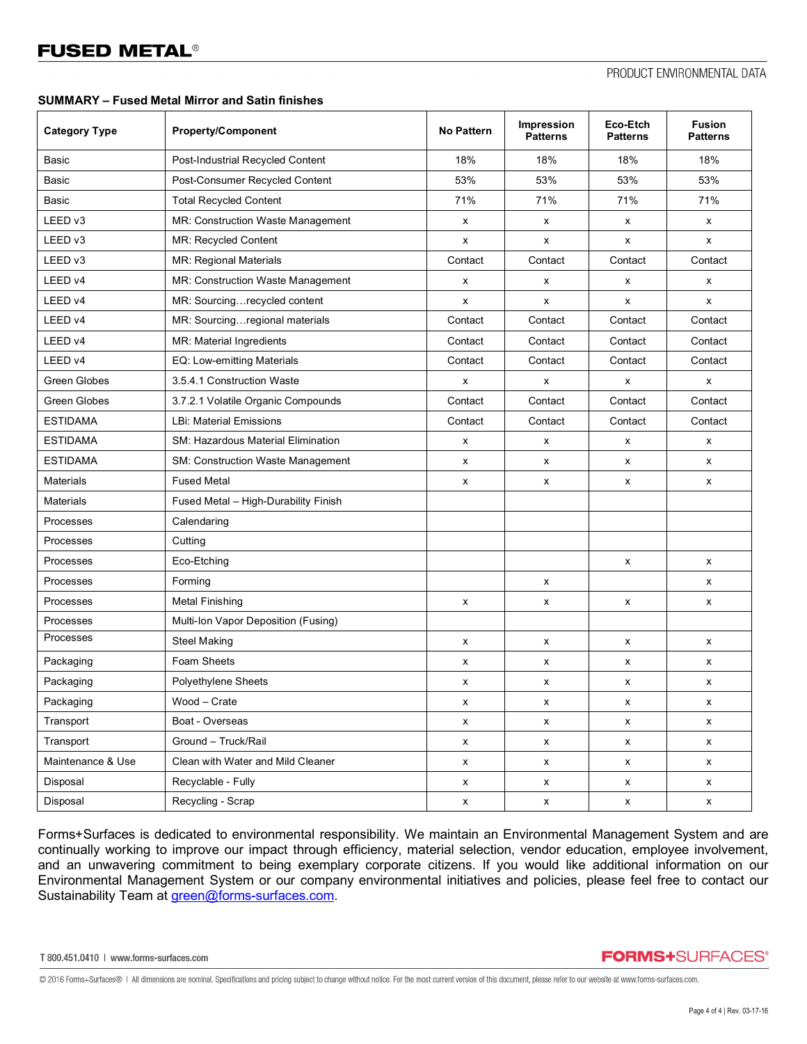# FUSED METAL®

PRODUCT ENVIRONMENTAL DATA

**SUMMARY – Fused Metal Mirror and Satin finishes**

| Category Type | Property/Component | No Pattern | Impression Patterns | Eco-Etch Patterns | Fusion Patterns |
|---|---|---|---|---|---|
| Basic | Post-Industrial Recycled Content | 18% | 18% | 18% | 18% |
| Basic | Post-Consumer Recycled Content | 53% | 53% | 53% | 53% |
| Basic | Total Recycled Content | 71% | 71% | 71% | 71% |
| LEED v3 | MR: Construction Waste Management | x | x | x | x |
| LEED v3 | MR: Recycled Content | x | x | x | x |
| LEED v3 | MR: Regional Materials | Contact | Contact | Contact | Contact |
| LEED v4 | MR: Construction Waste Management | x | x | x | x |
| LEED v4 | MR: Sourcing…recycled content | x | x | x | x |
| LEED v4 | MR: Sourcing…regional materials | Contact | Contact | Contact | Contact |
| LEED v4 | MR: Material Ingredients | Contact | Contact | Contact | Contact |
| LEED v4 | EQ: Low-emitting Materials | Contact | Contact | Contact | Contact |
| Green Globes | 3.5.4.1 Construction Waste | x | x | x | x |
| Green Globes | 3.7.2.1 Volatile Organic Compounds | Contact | Contact | Contact | Contact |
| ESTIDAMA | LBi: Material Emissions | Contact | Contact | Contact | Contact |
| ESTIDAMA | SM: Hazardous Material Elimination | x | x | x | x |
| ESTIDAMA | SM: Construction Waste Management | x | x | x | x |
| Materials | Fused Metal | x | x | x | x |
| Materials | Fused Metal – High-Durability Finish | | | | |
| Processes | Calendaring | | | | |
| Processes | Cutting | | | | |
| Processes | Eco-Etching | | | x | x |
| Processes | Forming | | x | | x |
| Processes | Metal Finishing | x | x | x | x |
| Processes | Multi-Ion Vapor Deposition (Fusing) | | | | |
| Processes | Steel Making | x | x | x | x |
| Packaging | Foam Sheets | x | x | x | x |
| Packaging | Polyethylene Sheets | x | x | x | x |
| Packaging | Wood – Crate | x | x | x | x |
| Transport | Boat - Overseas | x | x | x | x |
| Transport | Ground – Truck/Rail | x | x | x | x |
| Maintenance & Use | Clean with Water and Mild Cleaner | x | x | x | x |
| Disposal | Recyclable - Fully | x | x | x | x |
| Disposal | Recycling - Scrap | x | x | x | x |

Forms+Surfaces is dedicated to environmental responsibility. We maintain an Environmental Management System and are continually working to improve our impact through efficiency, material selection, vendor education, employee involvement, and an unwavering commitment to being exemplary corporate citizens. If you would like additional information on our Environmental Management System or our company environmental initiatives and policies, please feel free to contact our Sustainability Team at green@forms-surfaces.com.

T 800.451.0410 | www.forms-surfaces.com

FORMS+SURFACES®

© 2016 Forms+Surfaces® | All dimensions are nominal. Specifications and pricing subject to change without notice. For the most current version of this document, please refer to our website at www.forms-surfaces.com.

Rev. 03-17-16